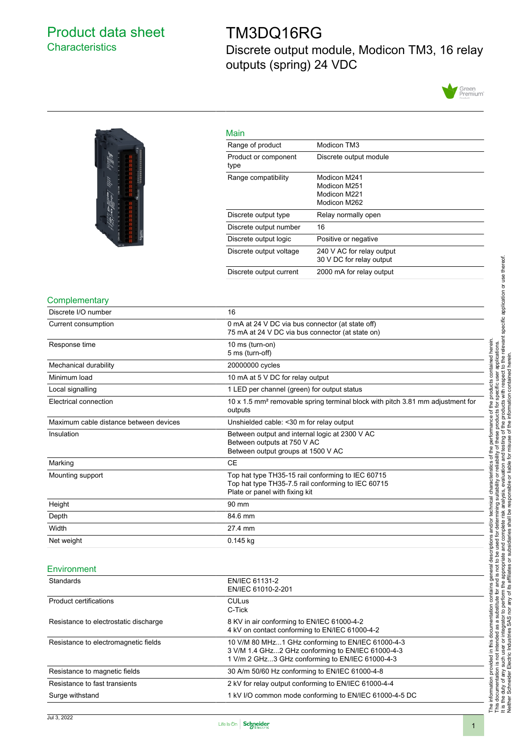# Product data sheet
## Characteristics

# TM3DQ16RG
## Discrete output module, Modicon TM3, 16 relay outputs (spring) 24 VDC

### Main

| | |
|---|---|
| Range of product | Modicon TM3 |
| Product or component type | Discrete output module |
| Range compatibility | Modicon M241<br>Modicon M251<br>Modicon M221<br>Modicon M262 |
| Discrete output type | Relay normally open |
| Discrete output number | 16 |
| Discrete output logic | Positive or negative |
| Discrete output voltage | 240 V AC for relay output<br>30 V DC for relay output |
| Discrete output current | 2000 mA for relay output |

### Complementary

| | |
|---|---|
| Discrete I/O number | 16 |
| Current consumption | 0 mA at 24 V DC via bus connector (at state off)<br>75 mA at 24 V DC via bus connector (at state on) |
| Response time | 10 ms (turn-on)<br>5 ms (turn-off) |
| Mechanical durability | 20000000 cycles |
| Minimum load | 10 mA at 5 V DC for relay output |
| Local signalling | 1 LED per channel (green) for output status |
| Electrical connection | 10 x 1.5 mm² removable spring terminal block with pitch 3.81 mm adjustment for outputs |
| Maximum cable distance between devices | Unshielded cable: <30 m for relay output |
| Insulation | Between output and internal logic at 2300 V AC<br>Between outputs at 750 V AC<br>Between output groups at 1500 V AC |
| Marking | CE |
| Mounting support | Top hat type TH35-15 rail conforming to IEC 60715<br>Top hat type TH35-7.5 rail conforming to IEC 60715<br>Plate or panel with fixing kit |
| Height | 90 mm |
| Depth | 84.6 mm |
| Width | 27.4 mm |
| Net weight | 0.145 kg |

### Environment

| | |
|---|---|
| Standards | EN/IEC 61131-2<br>EN/IEC 61010-2-201 |
| Product certifications | CULus<br>C-Tick |
| Resistance to electrostatic discharge | 8 KV in air conforming to EN/IEC 61000-4-2<br>4 kV on contact conforming to EN/IEC 61000-4-2 |
| Resistance to electromagnetic fields | 10 V/M 80 MHz...1 GHz conforming to EN/IEC 61000-4-3<br>3 V/M 1.4 GHz...2 GHz conforming to EN/IEC 61000-4-3<br>1 V/m 2 GHz...3 GHz conforming to EN/IEC 61000-4-3 |
| Resistance to magnetic fields | 30 A/m 50/60 Hz conforming to EN/IEC 61000-4-8 |
| Resistance to fast transients | 2 kV for relay output conforming to EN/IEC 61000-4-4 |
| Surge withstand | 1 kV I/O common mode conforming to EN/IEC 61000-4-5 DC |

The information provided in this documentation contains general descriptions and/or technical characteristics of the performance of the products contained herein. This documentation is not intended as a substitute for and is not to be used for determining suitability or reliability of these products for specific user applications. It is the duty of any such user or integrator to perform the appropriate and complete risk analysis, evaluation and testing of the products with respect to the relevant specific application or use thereof. Neither Schneider Electric Industries SAS nor any of its affiliates or subsidiaries shall be responsible or liable for misuse of the information contained herein.

Jul 3, 2022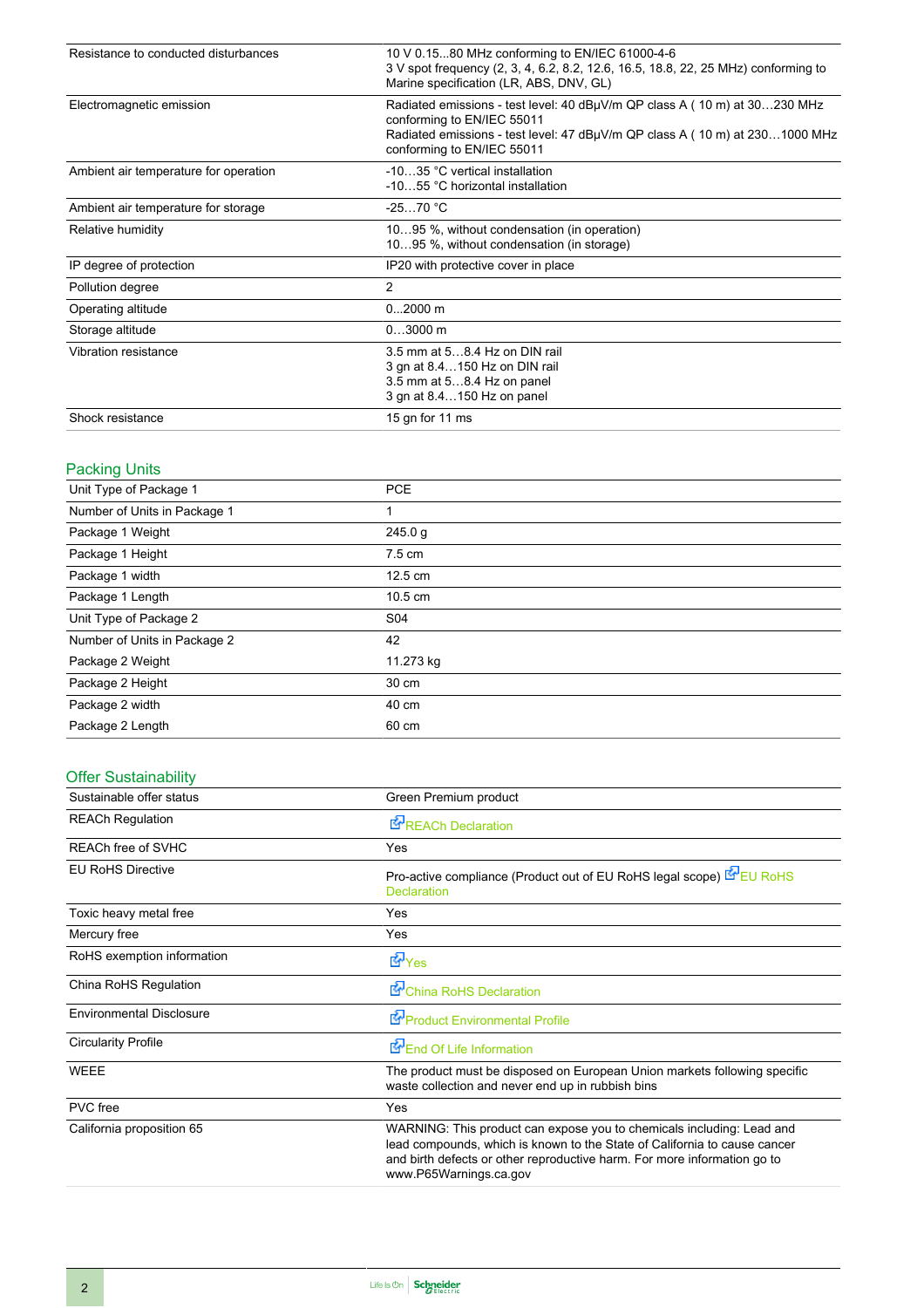| | |
|---|---|
| Resistance to conducted disturbances | 10 V 0.15...80 MHz conforming to EN/IEC 61000-4-6<br>3 V spot frequency (2, 3, 4, 6.2, 8.2, 12.6, 16.5, 18.8, 22, 25 MHz) conforming to Marine specification (LR, ABS, DNV, GL) |
| Electromagnetic emission | Radiated emissions - test level: 40 dBμV/m QP class A ( 10 m) at 30…230 MHz conforming to EN/IEC 55011<br>Radiated emissions - test level: 47 dBμV/m QP class A ( 10 m) at 230…1000 MHz conforming to EN/IEC 55011 |
| Ambient air temperature for operation | -10…35 °C vertical installation<br>-10…55 °C horizontal installation |
| Ambient air temperature for storage | -25…70 °C |
| Relative humidity | 10…95 %, without condensation (in operation)<br>10…95 %, without condensation (in storage) |
| IP degree of protection | IP20 with protective cover in place |
| Pollution degree | 2 |
| Operating altitude | 0...2000 m |
| Storage altitude | 0…3000 m |
| Vibration resistance | 3.5 mm at 5…8.4 Hz on DIN rail<br>3 gn at 8.4…150 Hz on DIN rail<br>3.5 mm at 5…8.4 Hz on panel<br>3 gn at 8.4…150 Hz on panel |
| Shock resistance | 15 gn for 11 ms |

## Packing Units

| | |
|---|---|
| Unit Type of Package 1 | PCE |
| Number of Units in Package 1 | 1 |
| Package 1 Weight | 245.0 g |
| Package 1 Height | 7.5 cm |
| Package 1 width | 12.5 cm |
| Package 1 Length | 10.5 cm |
| Unit Type of Package 2 | S04 |
| Number of Units in Package 2 | 42 |
| Package 2 Weight | 11.273 kg |
| Package 2 Height | 30 cm |
| Package 2 width | 40 cm |
| Package 2 Length | 60 cm |

## Offer Sustainability

| | |
|---|---|
| Sustainable offer status | Green Premium product |
| REACh Regulation | REACh Declaration |
| REACh free of SVHC | Yes |
| EU RoHS Directive | Pro-active compliance (Product out of EU RoHS legal scope) EU RoHS Declaration |
| Toxic heavy metal free | Yes |
| Mercury free | Yes |
| RoHS exemption information | Yes |
| China RoHS Regulation | China RoHS Declaration |
| Environmental Disclosure | Product Environmental Profile |
| Circularity Profile | End Of Life Information |
| WEEE | The product must be disposed on European Union markets following specific waste collection and never end up in rubbish bins |
| PVC free | Yes |
| California proposition 65 | WARNING: This product can expose you to chemicals including: Lead and lead compounds, which is known to the State of California to cause cancer and birth defects or other reproductive harm. For more information go to www.P65Warnings.ca.gov |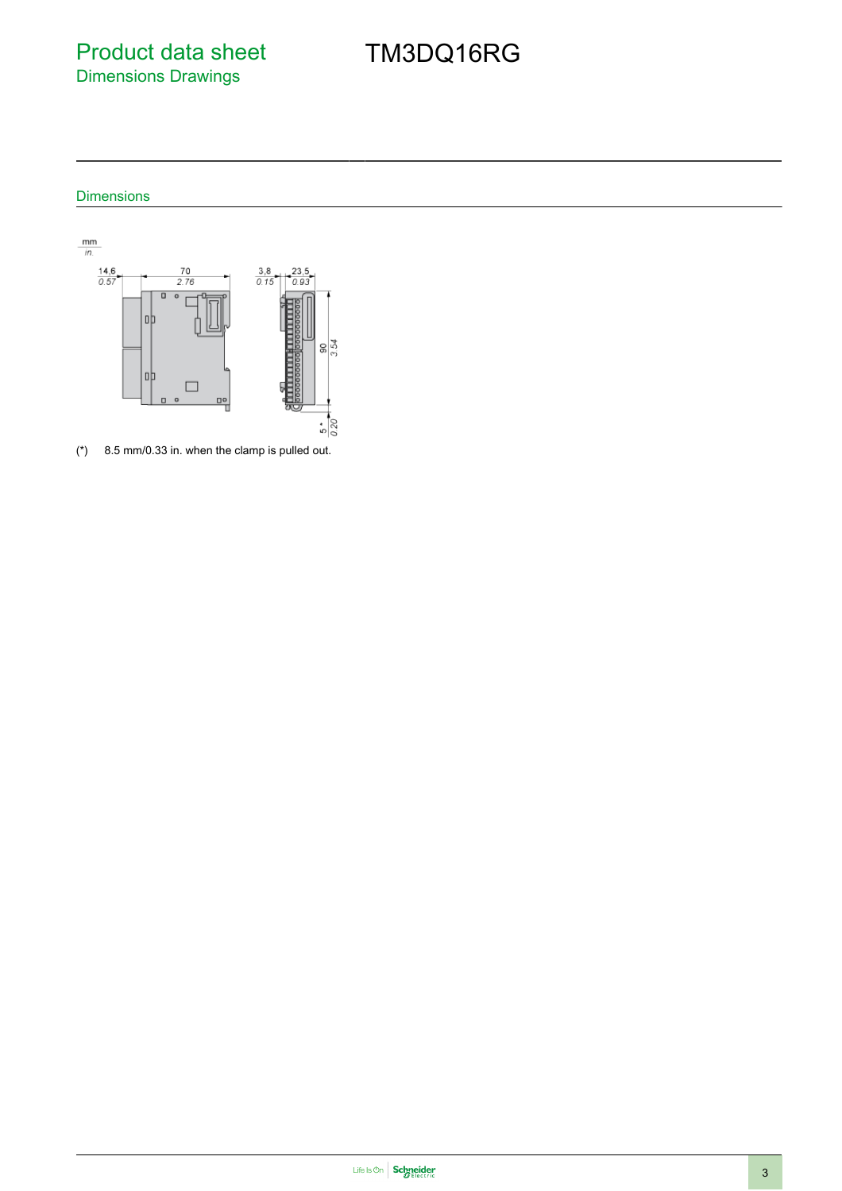# Product data sheet
## Dimensions Drawings

# TM3DQ16RG

### Dimensions

(*) 8.5 mm/0.33 in. when the clamp is pulled out.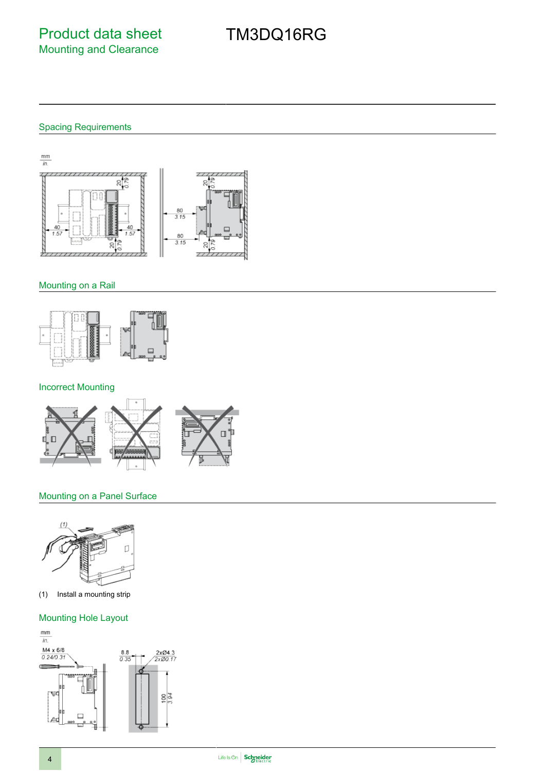# Product data sheet

Mounting and Clearance

# TM3DQ16RG

## Spacing Requirements

## Mounting on a Rail

## Incorrect Mounting

## Mounting on a Panel Surface

(1) Install a mounting strip

## Mounting Hole Layout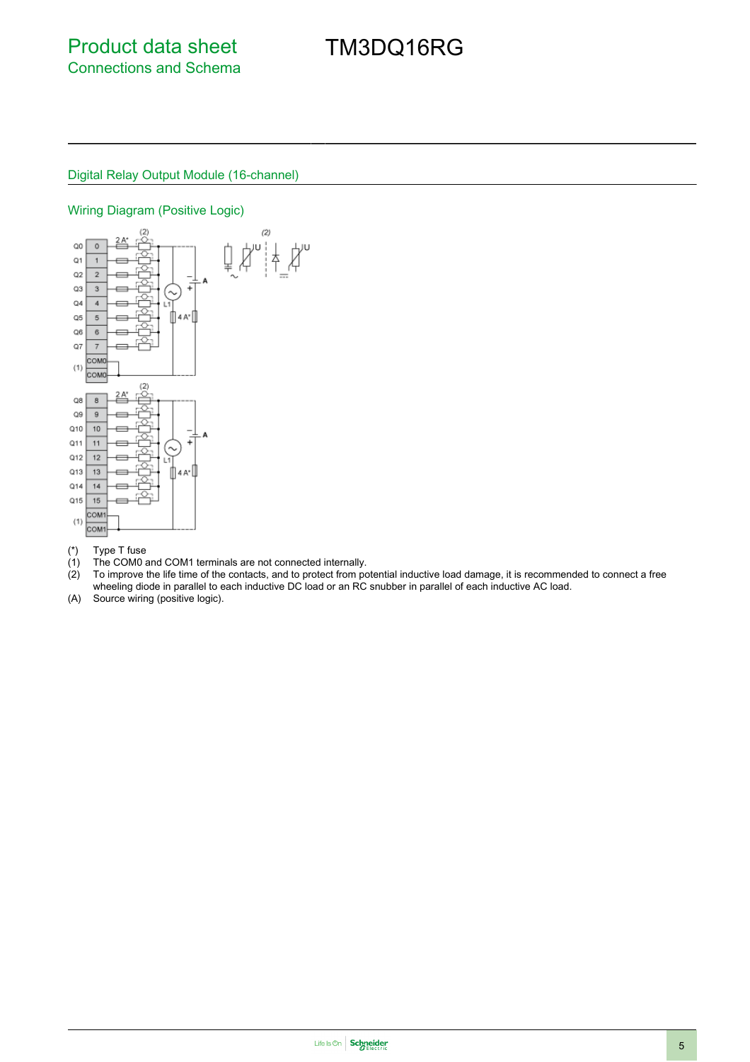# Product data sheet
## Connections and Schema

# TM3DQ16RG

## Digital Relay Output Module (16-channel)

### Wiring Diagram (Positive Logic)

(*) Type T fuse
(1) The COM0 and COM1 terminals are not connected internally.
(2) To improve the life time of the contacts, and to protect from potential inductive load damage, it is recommended to connect a free wheeling diode in parallel to each inductive DC load or an RC snubber in parallel of each inductive AC load.
(A) Source wiring (positive logic).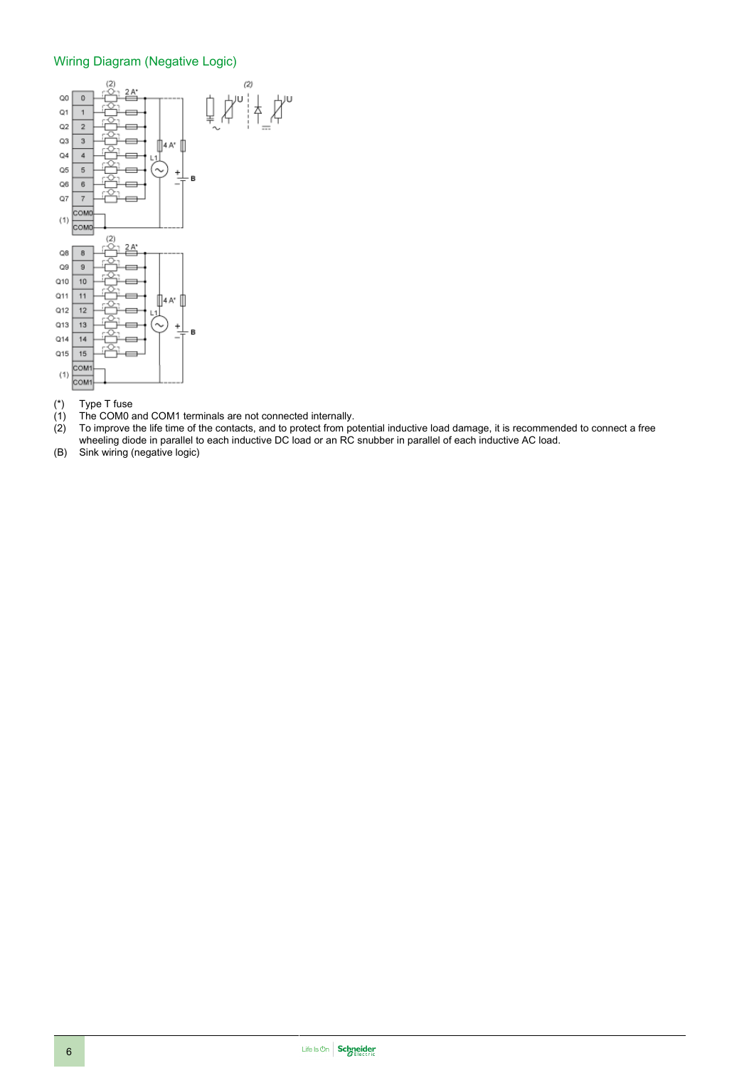## Wiring Diagram (Negative Logic)

(2)
2 A*
Q0 0
Q1 1
Q2 2
Q3 3
Q4 4
Q5 5
Q6 6
Q7 7
(1) COM0 COM0
4 A*
L1
B
(2)
U
U

(2)
2 A*
Q8 8
Q9 9
Q10 10
Q11 11
Q12 12
Q13 13
Q14 14
Q15 15
(1) COM1 COM1
4 A*
L1
B

(*) Type T fuse
(1) The COM0 and COM1 terminals are not connected internally.
(2) To improve the life time of the contacts, and to protect from potential inductive load damage, it is recommended to connect a free wheeling diode in parallel to each inductive DC load or an RC snubber in parallel of each inductive AC load.
(B) Sink wiring (negative logic)